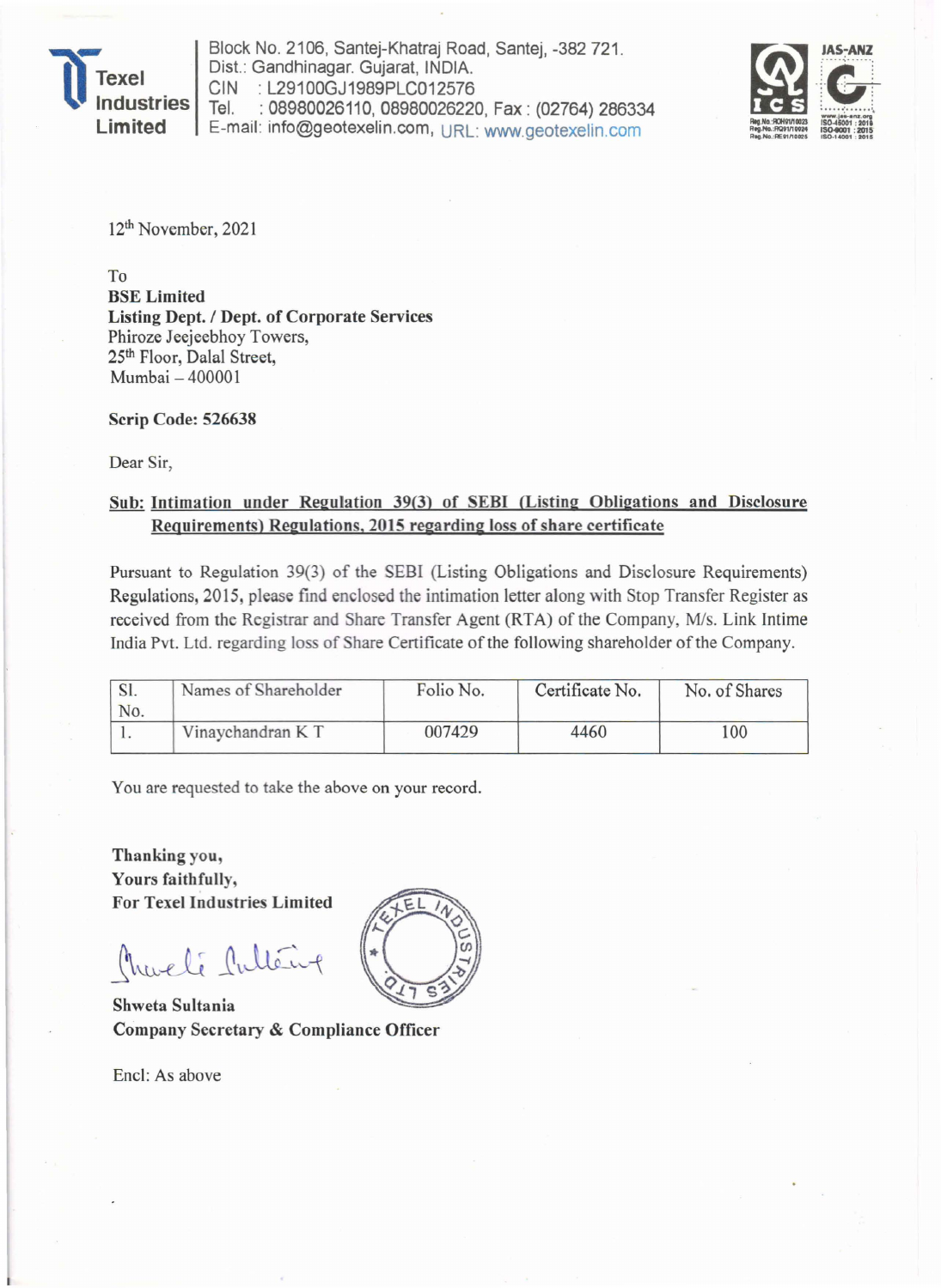**Texel Industries Limited**

Block No. 2106, Santej-Khatraj Road, Santej, -382 721.
Dist.: Gandhinagar. Gujarat, INDIA.
CIN : L29100GJ1989PLC012576
Tel. : 08980026110, 08980026220, Fax : (02764) 286334
E-mail: info@geotexelin.com, URL: www.geotexelin.com

12th November, 2021

To
**BSE Limited**
**Listing Dept. / Dept. of Corporate Services**
Phiroze Jeejeebhoy Towers,
25th Floor, Dalal Street,
Mumbai – 400001

**Scrip Code: 526638**

Dear Sir,

**Sub: Intimation under Regulation 39(3) of SEBI (Listing Obligations and Disclosure Requirements) Regulations, 2015 regarding loss of share certificate**

Pursuant to Regulation 39(3) of the SEBI (Listing Obligations and Disclosure Requirements) Regulations, 2015, please find enclosed the intimation letter along with Stop Transfer Register as received from the Registrar and Share Transfer Agent (RTA) of the Company, M/s. Link Intime India Pvt. Ltd. regarding loss of Share Certificate of the following shareholder of the Company.

| Sl. No. | Names of Shareholder | Folio No. | Certificate No. | No. of Shares |
|---|---|---|---|---|
| 1. | Vinaychandran K T | 007429 | 4460 | 100 |

You are requested to take the above on your record.

**Thanking you,**
**Yours faithfully,**
**For Texel Industries Limited**

**Shweta Sultania**
**Company Secretary & Compliance Officer**

Encl: As above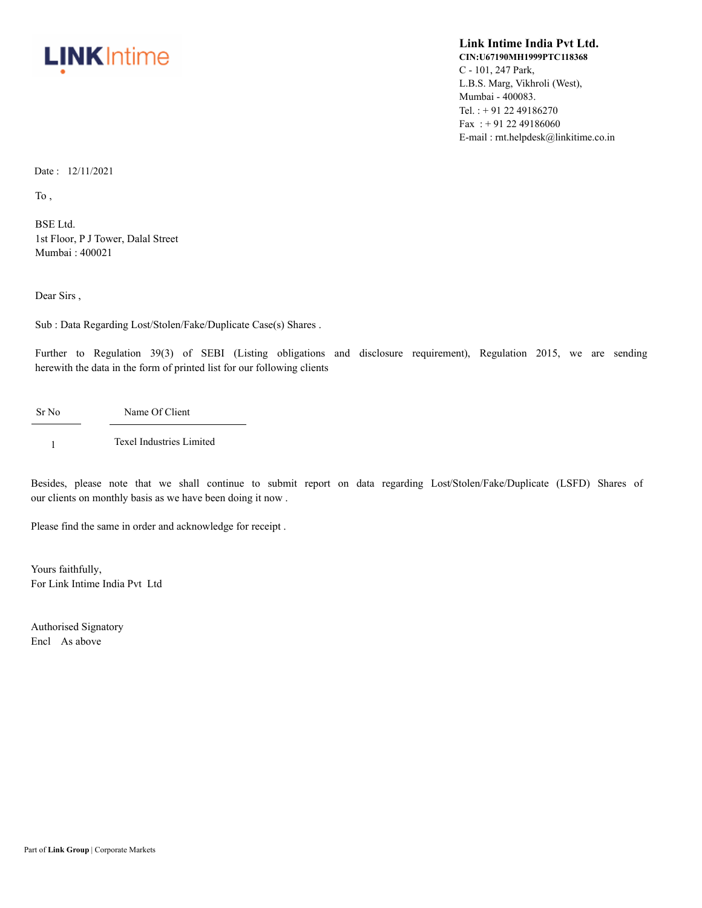LINK Intime

**Link Intime India Pvt Ltd.**
**CIN:U67190MH1999PTC118368**
C - 101, 247 Park,
L.B.S. Marg, Vikhroli (West),
Mumbai - 400083.
Tel. : + 91 22 49186270
Fax : + 91 22 49186060
E-mail : rnt.helpdesk@linkitime.co.in

Date : 12/11/2021

To ,

BSE Ltd.
1st Floor, P J Tower, Dalal Street
Mumbai : 400021

Dear Sirs ,

Sub : Data Regarding Lost/Stolen/Fake/Duplicate Case(s) Shares .

Further to Regulation 39(3) of SEBI (Listing obligations and disclosure requirement), Regulation 2015, we are sending herewith the data in the form of printed list for our following clients

| Sr No | Name Of Client |
|---|---|
| 1 | Texel Industries Limited |

Besides, please note that we shall continue to submit report on data regarding Lost/Stolen/Fake/Duplicate (LSFD) Shares of our clients on monthly basis as we have been doing it now .

Please find the same in order and acknowledge for receipt .

Yours faithfully,
For Link Intime India Pvt Ltd

Authorised Signatory
Encl As above

Part of **Link Group** | Corporate Markets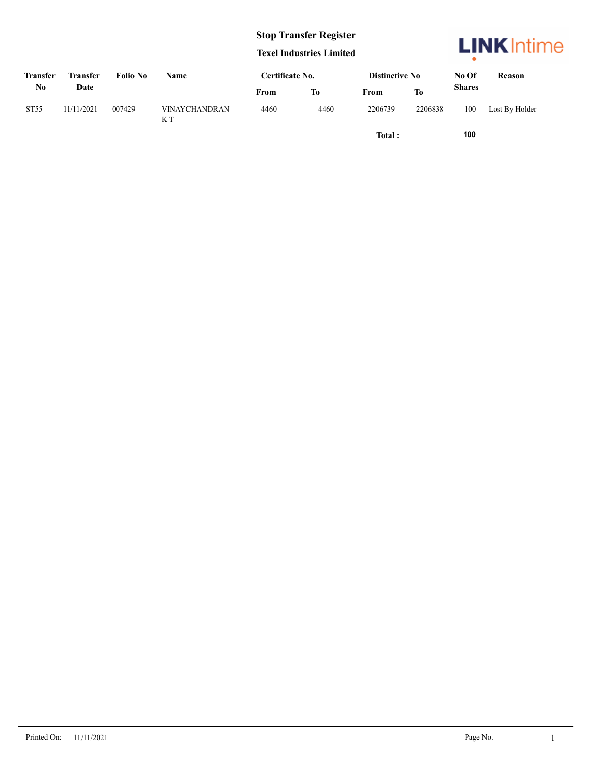# Stop Transfer Register

## Texel Industries Limited

| Transfer No | Transfer Date | Folio No | Name | Certificate No. | | Distinctive No | | No Of Shares | Reason |
|---|---|---|---|---|---|---|---|---|---|
| | | | | From | To | From | To | | |
| ST55 | 11/11/2021 | 007429 | VINAYCHANDRAN K T | 4460 | 4460 | 2206739 | 2206838 | 100 | Lost By Holder |
| | | | | | | Total : | | 100 | |

Printed On: 11/11/2021